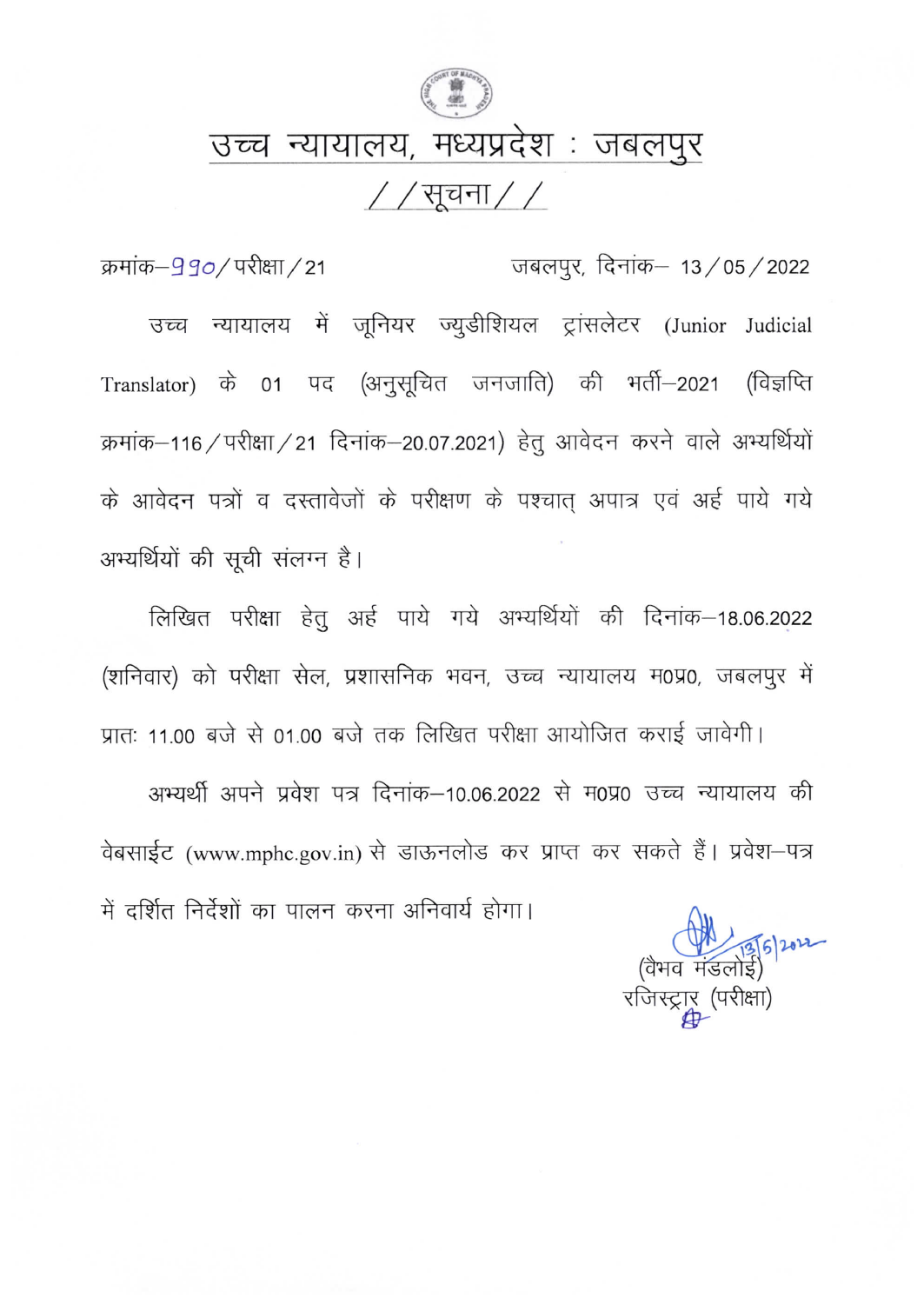# उच्च न्यायालय, मध्यप्रदेश : जबलपुर

## //सूचना//

क्रमांक–990/परीक्षा/21 जबलपुर, दिनांक– 13/05/2022

उच्च न्यायालय में जूनियर ज्युडीशियल ट्रांसलेटर (Junior Judicial Translator) के 01 पद (अनुसूचित जनजाति) की भर्ती–2021 (विज्ञप्ति क्रमांक–116/परीक्षा/21 दिनांक–20.07.2021) हेतु आवेदन करने वाले अभ्यर्थियों के आवेदन पत्रों व दस्तावेजों के परीक्षण के पश्चात् अपात्र एवं अर्ह पाये गये अभ्यर्थियों की सूची संलग्न है।

लिखित परीक्षा हेतु अर्ह पाये गये अभ्यर्थियों की दिनांक–18.06.2022 (शनिवार) को परीक्षा सेल, प्रशासनिक भवन, उच्च न्यायालय म0प्र0, जबलपुर में प्रातः 11.00 बजे से 01.00 बजे तक लिखित परीक्षा आयोजित कराई जावेगी।

अभ्यर्थी अपने प्रवेश पत्र दिनांक–10.06.2022 से म0प्र0 उच्च न्यायालय की वेबसाईट (www.mphc.gov.in) से डाऊनलोड कर प्राप्त कर सकते हैं। प्रवेश–पत्र में दर्शित निर्देशों का पालन करना अनिवार्य होगा।

13/5/2022

(वैभव मंडलोई)
रजिस्ट्रार (परीक्षा)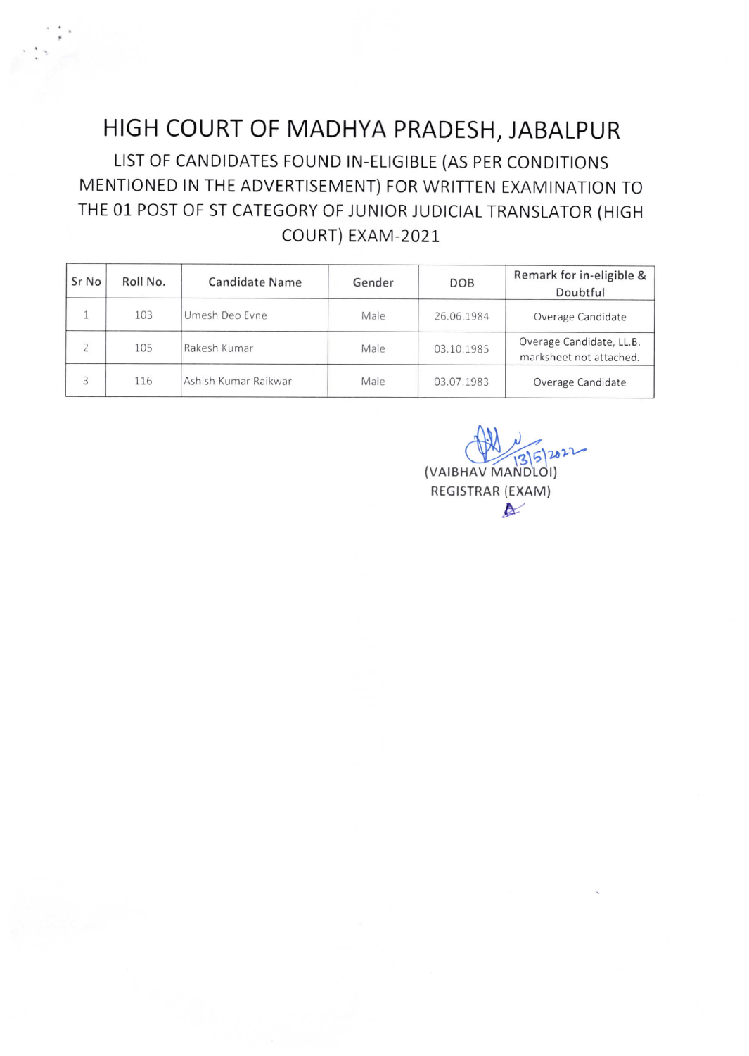# HIGH COURT OF MADHYA PRADESH, JABALPUR

## LIST OF CANDIDATES FOUND IN-ELIGIBLE (AS PER CONDITIONS MENTIONED IN THE ADVERTISEMENT) FOR WRITTEN EXAMINATION TO THE 01 POST OF ST CATEGORY OF JUNIOR JUDICIAL TRANSLATOR (HIGH COURT) EXAM-2021

| Sr No | Roll No. | Candidate Name | Gender | DOB | Remark for in-eligible & Doubtful |
|---|---|---|---|---|---|
| 1 | 103 | Umesh Deo Evne | Male | 26.06.1984 | Overage Candidate |
| 2 | 105 | Rakesh Kumar | Male | 03.10.1985 | Overage Candidate, LL.B. marksheet not attached. |
| 3 | 116 | Ashish Kumar Raikwar | Male | 03.07.1983 | Overage Candidate |

13/5/2022

(VAIBHAV MANDLOI)
REGISTRAR (EXAM)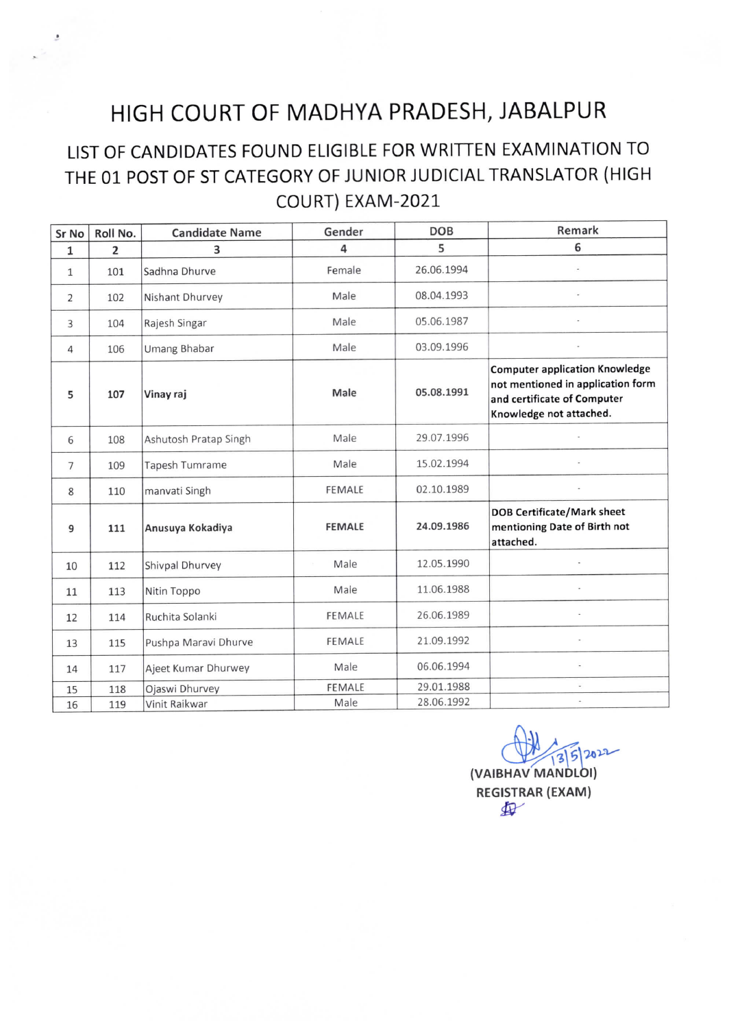# HIGH COURT OF MADHYA PRADESH, JABALPUR

## LIST OF CANDIDATES FOUND ELIGIBLE FOR WRITTEN EXAMINATION TO THE 01 POST OF ST CATEGORY OF JUNIOR JUDICIAL TRANSLATOR (HIGH COURT) EXAM-2021

| Sr No | Roll No. | Candidate Name | Gender | DOB | Remark |
|---|---|---|---|---|---|
| 1 | 2 | 3 | 4 | 5 | 6 |
| 1 | 101 | Sadhna Dhurve | Female | 26.06.1994 | - |
| 2 | 102 | Nishant Dhurvey | Male | 08.04.1993 | - |
| 3 | 104 | Rajesh Singar | Male | 05.06.1987 | - |
| 4 | 106 | Umang Bhabar | Male | 03.09.1996 | - |
| **5** | **107** | **Vinay raj** | **Male** | **05.08.1991** | **Computer application Knowledge not mentioned in application form and certificate of Computer Knowledge not attached.** |
| 6 | 108 | Ashutosh Pratap Singh | Male | 29.07.1996 | - |
| 7 | 109 | Tapesh Tumrame | Male | 15.02.1994 | - |
| 8 | 110 | manvati Singh | FEMALE | 02.10.1989 | - |
| **9** | **111** | **Anusuya Kokadiya** | **FEMALE** | **24.09.1986** | **DOB Certificate/Mark sheet mentioning Date of Birth not attached.** |
| 10 | 112 | Shivpal Dhurvey | Male | 12.05.1990 | - |
| 11 | 113 | Nitin Toppo | Male | 11.06.1988 | - |
| 12 | 114 | Ruchita Solanki | FEMALE | 26.06.1989 | - |
| 13 | 115 | Pushpa Maravi Dhurve | FEMALE | 21.09.1992 | - |
| 14 | 117 | Ajeet Kumar Dhurwey | Male | 06.06.1994 | - |
| 15 | 118 | Ojaswi Dhurvey | FEMALE | 29.01.1988 | - |
| 16 | 119 | Vinit Raikwar | Male | 28.06.1992 | - |

13/5/2022

**(VAIBHAV MANDLOI)**
**REGISTRAR (EXAM)**